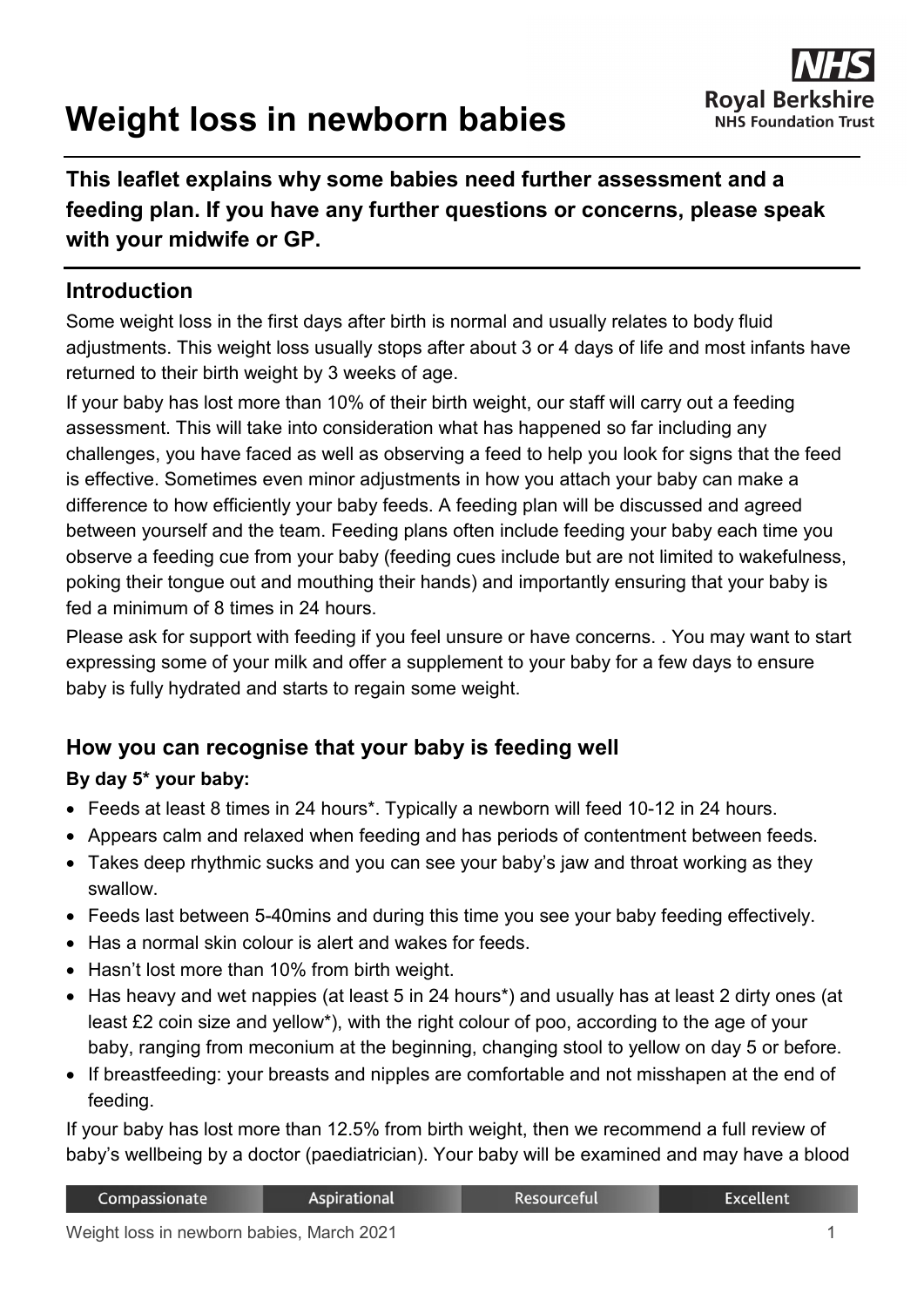# Weight loss in newborn babies

**This leaflet explains why some babies need further assessment and a feeding plan. If you have any further questions or concerns, please speak with your midwife or GP.**

## Introduction

Some weight loss in the first days after birth is normal and usually relates to body fluid adjustments. This weight loss usually stops after about 3 or 4 days of life and most infants have returned to their birth weight by 3 weeks of age.

If your baby has lost more than 10% of their birth weight, our staff will carry out a feeding assessment. This will take into consideration what has happened so far including any challenges, you have faced as well as observing a feed to help you look for signs that the feed is effective. Sometimes even minor adjustments in how you attach your baby can make a difference to how efficiently your baby feeds. A feeding plan will be discussed and agreed between yourself and the team. Feeding plans often include feeding your baby each time you observe a feeding cue from your baby (feeding cues include but are not limited to wakefulness, poking their tongue out and mouthing their hands) and importantly ensuring that your baby is fed a minimum of 8 times in 24 hours.

Please ask for support with feeding if you feel unsure or have concerns. . You may want to start expressing some of your milk and offer a supplement to your baby for a few days to ensure baby is fully hydrated and starts to regain some weight.

## How you can recognise that your baby is feeding well

**By day 5* your baby:**

- Feeds at least 8 times in 24 hours*. Typically a newborn will feed 10-12 in 24 hours.
- Appears calm and relaxed when feeding and has periods of contentment between feeds.
- Takes deep rhythmic sucks and you can see your baby's jaw and throat working as they swallow.
- Feeds last between 5-40mins and during this time you see your baby feeding effectively.
- Has a normal skin colour is alert and wakes for feeds.
- Hasn't lost more than 10% from birth weight.
- Has heavy and wet nappies (at least 5 in 24 hours*) and usually has at least 2 dirty ones (at least £2 coin size and yellow*), with the right colour of poo, according to the age of your baby, ranging from meconium at the beginning, changing stool to yellow on day 5 or before.
- If breastfeeding: your breasts and nipples are comfortable and not misshapen at the end of feeding.

If your baby has lost more than 12.5% from birth weight, then we recommend a full review of baby's wellbeing by a doctor (paediatrician). Your baby will be examined and may have a blood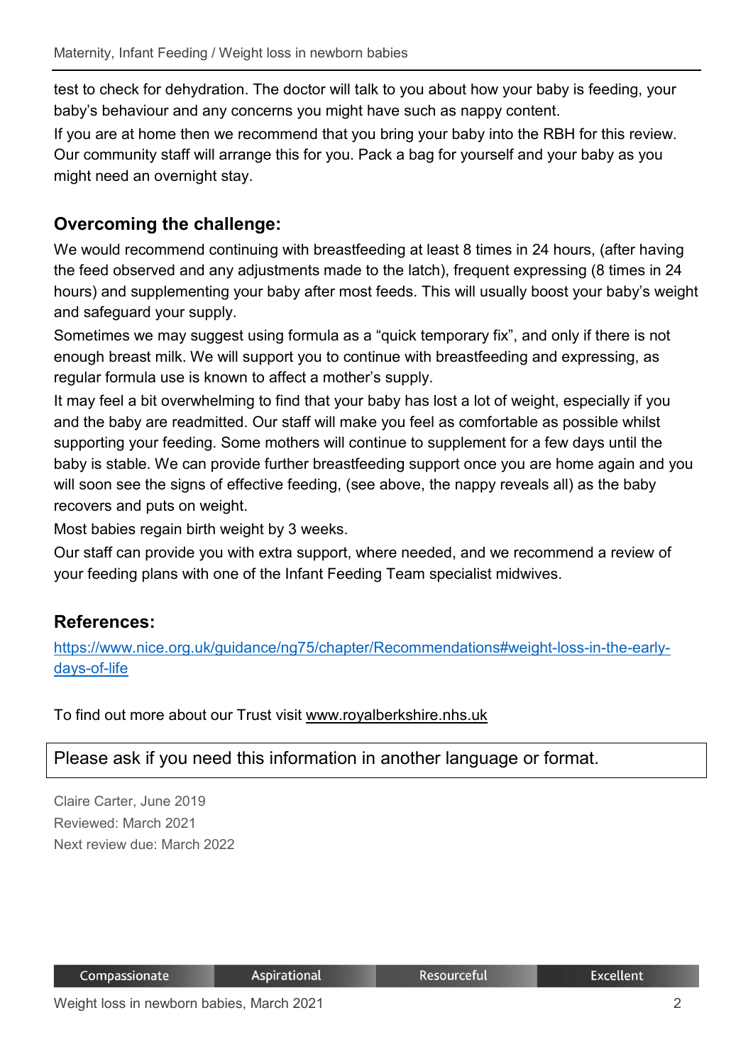test to check for dehydration. The doctor will talk to you about how your baby is feeding, your baby's behaviour and any concerns you might have such as nappy content.

If you are at home then we recommend that you bring your baby into the RBH for this review. Our community staff will arrange this for you. Pack a bag for yourself and your baby as you might need an overnight stay.

## Overcoming the challenge:

We would recommend continuing with breastfeeding at least 8 times in 24 hours, (after having the feed observed and any adjustments made to the latch), frequent expressing (8 times in 24 hours) and supplementing your baby after most feeds. This will usually boost your baby's weight and safeguard your supply.

Sometimes we may suggest using formula as a "quick temporary fix", and only if there is not enough breast milk. We will support you to continue with breastfeeding and expressing, as regular formula use is known to affect a mother's supply.

It may feel a bit overwhelming to find that your baby has lost a lot of weight, especially if you and the baby are readmitted. Our staff will make you feel as comfortable as possible whilst supporting your feeding. Some mothers will continue to supplement for a few days until the baby is stable. We can provide further breastfeeding support once you are home again and you will soon see the signs of effective feeding, (see above, the nappy reveals all) as the baby recovers and puts on weight.

Most babies regain birth weight by 3 weeks.

Our staff can provide you with extra support, where needed, and we recommend a review of your feeding plans with one of the Infant Feeding Team specialist midwives.

## References:

https://www.nice.org.uk/guidance/ng75/chapter/Recommendations#weight-loss-in-the-early-days-of-life

To find out more about our Trust visit www.royalberkshire.nhs.uk

Please ask if you need this information in another language or format.

Claire Carter, June 2019
Reviewed: March 2021
Next review due: March 2022

Compassionate | Aspirational | Resourceful | Excellent